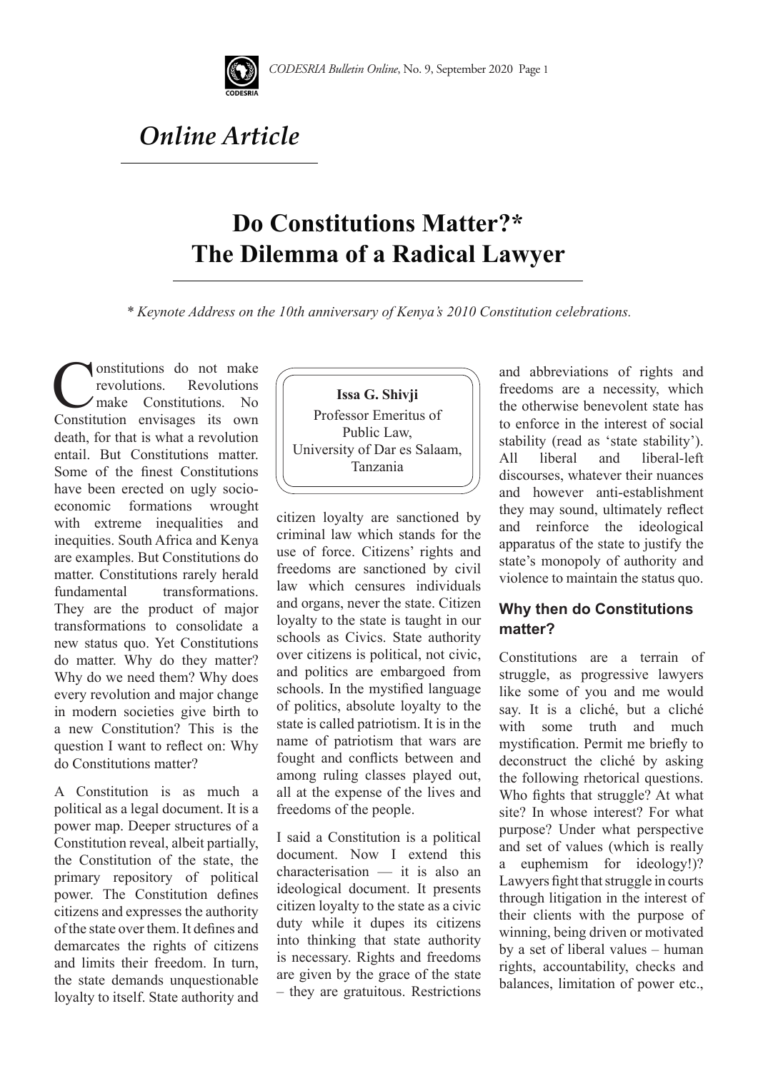*Online Article*

# Do Constitutions Matter?* The Dilemma of a Radical Lawyer

*\* Keynote Address on the 10th anniversary of Kenya's 2010 Constitution celebrations.*

**Issa G. Shivji**
Professor Emeritus of Public Law,
University of Dar es Salaam,
Tanzania

Constitutions do not make revolutions. Revolutions make Constitutions. No Constitution envisages its own death, for that is what a revolution entail. But Constitutions matter. Some of the finest Constitutions have been erected on ugly socio-economic formations wrought with extreme inequalities and inequities. South Africa and Kenya are examples. But Constitutions do matter. Constitutions rarely herald fundamental transformations. They are the product of major transformations to consolidate a new status quo. Yet Constitutions do matter. Why do they matter? Why do we need them? Why does every revolution and major change in modern societies give birth to a new Constitution? This is the question I want to reflect on: Why do Constitutions matter?

A Constitution is as much a political as a legal document. It is a power map. Deeper structures of a Constitution reveal, albeit partially, the Constitution of the state, the primary repository of political power. The Constitution defines citizens and expresses the authority of the state over them. It defines and demarcates the rights of citizens and limits their freedom. In turn, the state demands unquestionable loyalty to itself. State authority and citizen loyalty are sanctioned by criminal law which stands for the use of force. Citizens' rights and freedoms are sanctioned by civil law which censures individuals and organs, never the state. Citizen loyalty to the state is taught in our schools as Civics. State authority over citizens is political, not civic, and politics are embargoed from schools. In the mystified language of politics, absolute loyalty to the state is called patriotism. It is in the name of patriotism that wars are fought and conflicts between and among ruling classes played out, all at the expense of the lives and freedoms of the people.

I said a Constitution is a political document. Now I extend this characterisation — it is also an ideological document. It presents citizen loyalty to the state as a civic duty while it dupes its citizens into thinking that state authority is necessary. Rights and freedoms are given by the grace of the state – they are gratuitous. Restrictions and abbreviations of rights and freedoms are a necessity, which the otherwise benevolent state has to enforce in the interest of social stability (read as 'state stability'). All liberal and liberal-left discourses, whatever their nuances and however anti-establishment they may sound, ultimately reflect and reinforce the ideological apparatus of the state to justify the state's monopoly of authority and violence to maintain the status quo.

## Why then do Constitutions matter?

Constitutions are a terrain of struggle, as progressive lawyers like some of you and me would say. It is a cliché, but a cliché with some truth and much mystification. Permit me briefly to deconstruct the cliché by asking the following rhetorical questions. Who fights that struggle? At what site? In whose interest? For what purpose? Under what perspective and set of values (which is really a euphemism for ideology!)? Lawyers fight that struggle in courts through litigation in the interest of their clients with the purpose of winning, being driven or motivated by a set of liberal values – human rights, accountability, checks and balances, limitation of power etc.,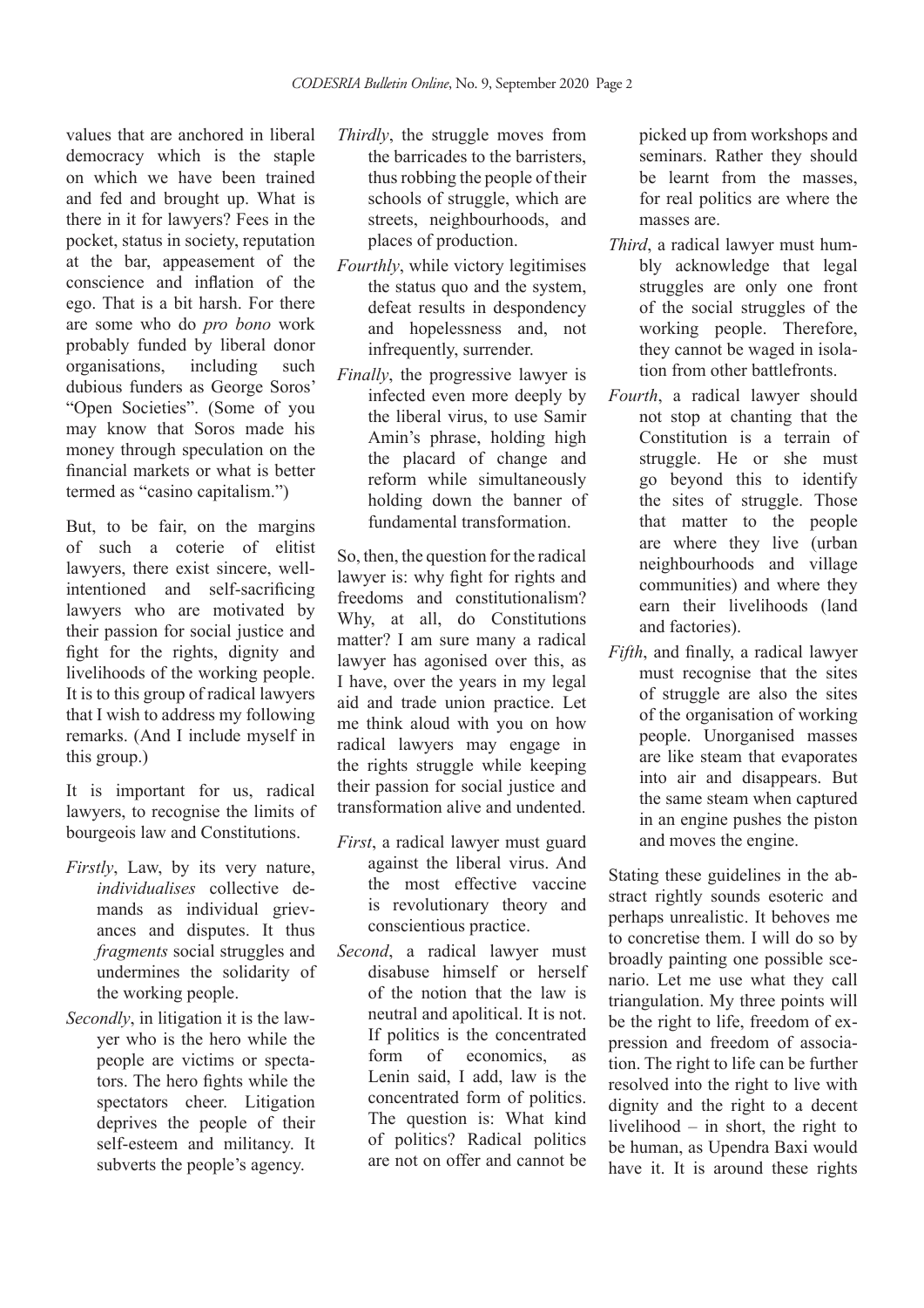values that are anchored in liberal democracy which is the staple on which we have been trained and fed and brought up. What is there in it for lawyers? Fees in the pocket, status in society, reputation at the bar, appeasement of the conscience and inflation of the ego. That is a bit harsh. For there are some who do *pro bono* work probably funded by liberal donor organisations, including such dubious funders as George Soros' "Open Societies". (Some of you may know that Soros made his money through speculation on the financial markets or what is better termed as "casino capitalism.")

But, to be fair, on the margins of such a coterie of elitist lawyers, there exist sincere, well-intentioned and self-sacrificing lawyers who are motivated by their passion for social justice and fight for the rights, dignity and livelihoods of the working people. It is to this group of radical lawyers that I wish to address my following remarks. (And I include myself in this group.)

It is important for us, radical lawyers, to recognise the limits of bourgeois law and Constitutions.

*Firstly*, Law, by its very nature, *individualises* collective demands as individual grievances and disputes. It thus *fragments* social struggles and undermines the solidarity of the working people.

*Secondly*, in litigation it is the lawyer who is the hero while the people are victims or spectators. The hero fights while the spectators cheer. Litigation deprives the people of their self-esteem and militancy. It subverts the people's agency.

*Thirdly*, the struggle moves from the barricades to the barristers, thus robbing the people of their schools of struggle, which are streets, neighbourhoods, and places of production.

*Fourthly*, while victory legitimises the status quo and the system, defeat results in despondency and hopelessness and, not infrequently, surrender.

*Finally*, the progressive lawyer is infected even more deeply by the liberal virus, to use Samir Amin's phrase, holding high the placard of change and reform while simultaneously holding down the banner of fundamental transformation.

So, then, the question for the radical lawyer is: why fight for rights and freedoms and constitutionalism? Why, at all, do Constitutions matter? I am sure many a radical lawyer has agonised over this, as I have, over the years in my legal aid and trade union practice. Let me think aloud with you on how radical lawyers may engage in the rights struggle while keeping their passion for social justice and transformation alive and undented.

*First*, a radical lawyer must guard against the liberal virus. And the most effective vaccine is revolutionary theory and conscientious practice.

*Second*, a radical lawyer must disabuse himself or herself of the notion that the law is neutral and apolitical. It is not. If politics is the concentrated form of economics, as Lenin said, I add, law is the concentrated form of politics. The question is: What kind of politics? Radical politics are not on offer and cannot be picked up from workshops and seminars. Rather they should be learnt from the masses, for real politics are where the masses are.

*Third*, a radical lawyer must humbly acknowledge that legal struggles are only one front of the social struggles of the working people. Therefore, they cannot be waged in isolation from other battlefronts.

*Fourth*, a radical lawyer should not stop at chanting that the Constitution is a terrain of struggle. He or she must go beyond this to identify the sites of struggle. Those that matter to the people are where they live (urban neighbourhoods and village communities) and where they earn their livelihoods (land and factories).

*Fifth*, and finally, a radical lawyer must recognise that the sites of struggle are also the sites of the organisation of working people. Unorganised masses are like steam that evaporates into air and disappears. But the same steam when captured in an engine pushes the piston and moves the engine.

Stating these guidelines in the abstract rightly sounds esoteric and perhaps unrealistic. It behoves me to concretise them. I will do so by broadly painting one possible scenario. Let me use what they call triangulation. My three points will be the right to life, freedom of expression and freedom of association. The right to life can be further resolved into the right to live with dignity and the right to a decent livelihood – in short, the right to be human, as Upendra Baxi would have it. It is around these rights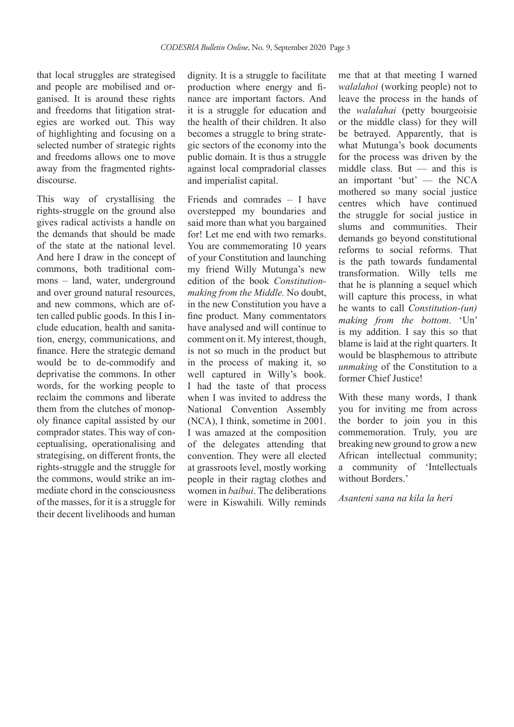that local struggles are strategised and people are mobilised and organised. It is around these rights and freedoms that litigation strategies are worked out. This way of highlighting and focusing on a selected number of strategic rights and freedoms allows one to move away from the fragmented rights-discourse.

This way of crystallising the rights-struggle on the ground also gives radical activists a handle on the demands that should be made of the state at the national level. And here I draw in the concept of commons, both traditional commons – land, water, underground and over ground natural resources, and new commons, which are often called public goods. In this I include education, health and sanitation, energy, communications, and finance. Here the strategic demand would be to de-commodify and deprivatise the commons. In other words, for the working people to reclaim the commons and liberate them from the clutches of monopoly finance capital assisted by our comprador states. This way of conceptualising, operationalising and strategising, on different fronts, the rights-struggle and the struggle for the commons, would strike an immediate chord in the consciousness of the masses, for it is a struggle for their decent livelihoods and human dignity. It is a struggle to facilitate production where energy and finance are important factors. And it is a struggle for education and the health of their children. It also becomes a struggle to bring strategic sectors of the economy into the public domain. It is thus a struggle against local compradorial classes and imperialist capital.

Friends and comrades – I have overstepped my boundaries and said more than what you bargained for! Let me end with two remarks. You are commemorating 10 years of your Constitution and launching my friend Willy Mutunga's new edition of the book *Constitution-making from the Middle.* No doubt, in the new Constitution you have a fine product. Many commentators have analysed and will continue to comment on it. My interest, though, is not so much in the product but in the process of making it, so well captured in Willy's book. I had the taste of that process when I was invited to address the National Convention Assembly (NCA), I think, sometime in 2001. I was amazed at the composition of the delegates attending that convention. They were all elected at grassroots level, mostly working people in their ragtag clothes and women in *baibui*. The deliberations were in Kiswahili. Willy reminds me that at that meeting I warned *walalahoi* (working people) not to leave the process in the hands of the *walalahai* (petty bourgeoisie or the middle class) for they will be betrayed. Apparently, that is what Mutunga's book documents for the process was driven by the middle class. But — and this is an important 'but' — the NCA mothered so many social justice centres which have continued the struggle for social justice in slums and communities. Their demands go beyond constitutional reforms to social reforms. That is the path towards fundamental transformation. Willy tells me that he is planning a sequel which will capture this process, in what he wants to call *Constitution-(un) making from the bottom*. 'Un' is my addition. I say this so that blame is laid at the right quarters. It would be blasphemous to attribute *unmaking* of the Constitution to a former Chief Justice!

With these many words, I thank you for inviting me from across the border to join you in this commemoration. Truly, you are breaking new ground to grow a new African intellectual community; a community of 'Intellectuals without Borders.'

*Asanteni sana na kila la heri*